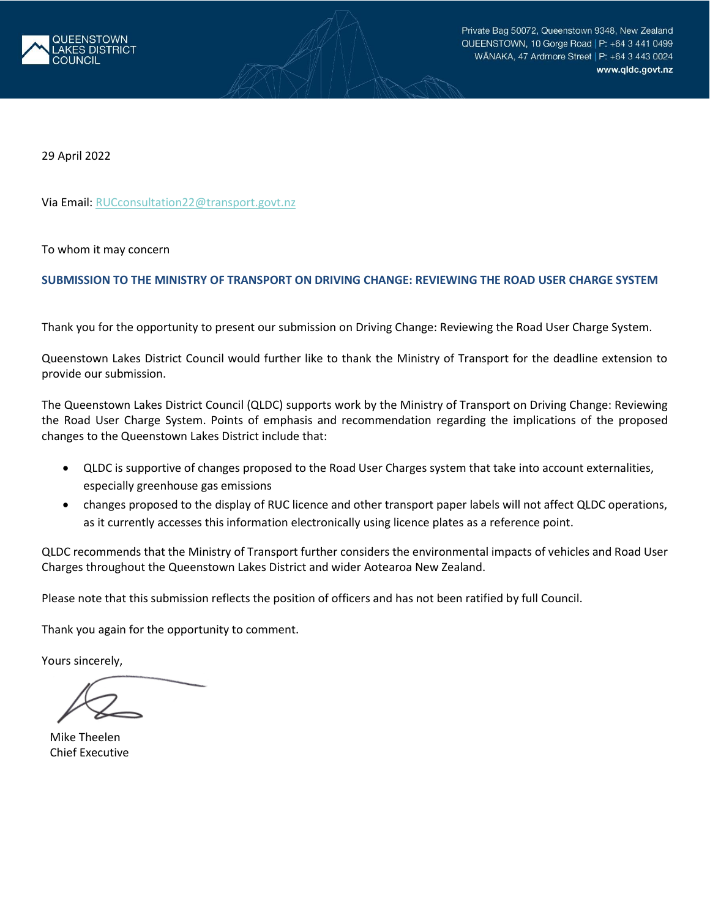QUEENSTOWN LAKES DISTRICT COUNCIL

Private Bag 50072, Queenstown 9348, New Zealand
QUEENSTOWN, 10 Gorge Road | P: +64 3 441 0499
WĀNAKA, 47 Ardmore Street | P: +64 3 443 0024
www.qldc.govt.nz

29 April 2022

Via Email: RUCconsultation22@transport.govt.nz

To whom it may concern

**SUBMISSION TO THE MINISTRY OF TRANSPORT ON DRIVING CHANGE: REVIEWING THE ROAD USER CHARGE SYSTEM**

Thank you for the opportunity to present our submission on Driving Change: Reviewing the Road User Charge System.

Queenstown Lakes District Council would further like to thank the Ministry of Transport for the deadline extension to provide our submission.

The Queenstown Lakes District Council (QLDC) supports work by the Ministry of Transport on Driving Change: Reviewing the Road User Charge System. Points of emphasis and recommendation regarding the implications of the proposed changes to the Queenstown Lakes District include that:

- QLDC is supportive of changes proposed to the Road User Charges system that take into account externalities, especially greenhouse gas emissions
- changes proposed to the display of RUC licence and other transport paper labels will not affect QLDC operations, as it currently accesses this information electronically using licence plates as a reference point.

QLDC recommends that the Ministry of Transport further considers the environmental impacts of vehicles and Road User Charges throughout the Queenstown Lakes District and wider Aotearoa New Zealand.

Please note that this submission reflects the position of officers and has not been ratified by full Council.

Thank you again for the opportunity to comment.

Yours sincerely,

Mike Theelen
Chief Executive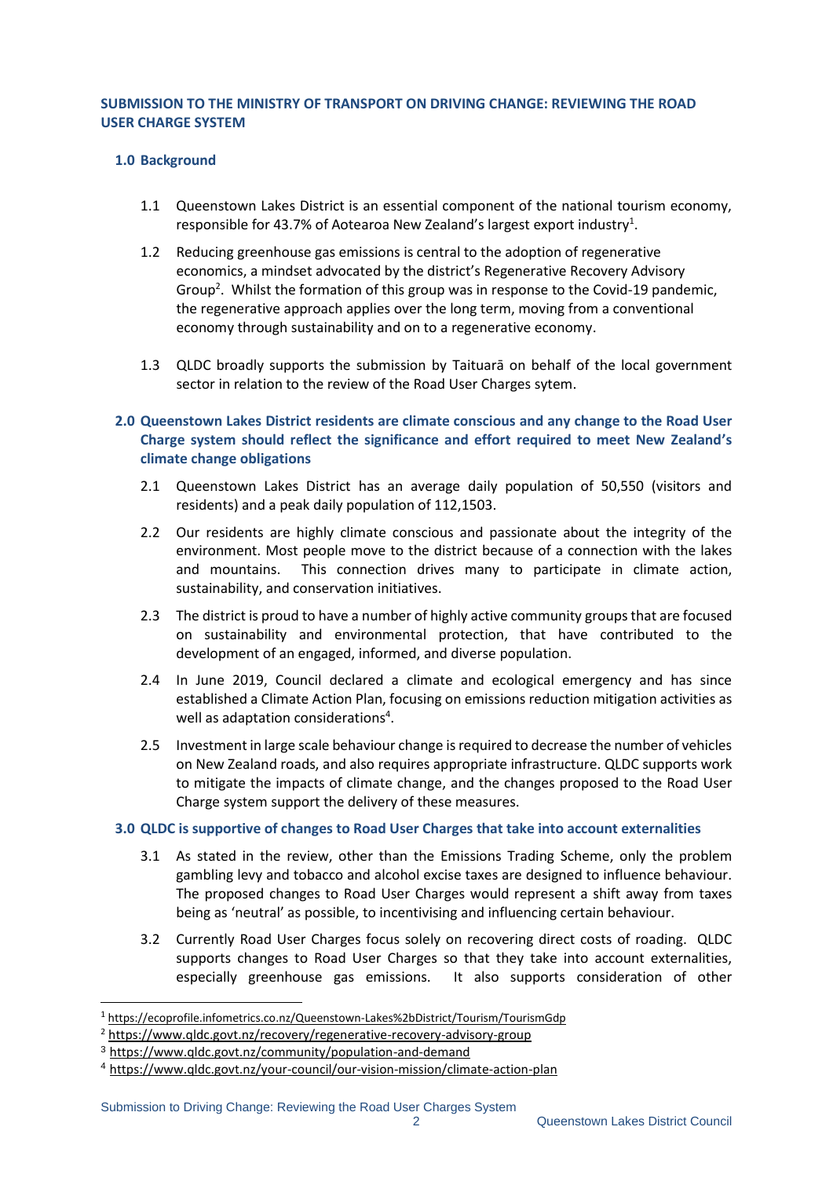## SUBMISSION TO THE MINISTRY OF TRANSPORT ON DRIVING CHANGE: REVIEWING THE ROAD USER CHARGE SYSTEM

### 1.0 Background

1.1 Queenstown Lakes District is an essential component of the national tourism economy, responsible for 43.7% of Aotearoa New Zealand's largest export industry[1].

1.2 Reducing greenhouse gas emissions is central to the adoption of regenerative economics, a mindset advocated by the district's Regenerative Recovery Advisory Group[2]. Whilst the formation of this group was in response to the Covid-19 pandemic, the regenerative approach applies over the long term, moving from a conventional economy through sustainability and on to a regenerative economy.

1.3 QLDC broadly supports the submission by Taituarā on behalf of the local government sector in relation to the review of the Road User Charges sytem.

### 2.0 Queenstown Lakes District residents are climate conscious and any change to the Road User Charge system should reflect the significance and effort required to meet New Zealand's climate change obligations

2.1 Queenstown Lakes District has an average daily population of 50,550 (visitors and residents) and a peak daily population of 112,150[3].

2.2 Our residents are highly climate conscious and passionate about the integrity of the environment. Most people move to the district because of a connection with the lakes and mountains. This connection drives many to participate in climate action, sustainability, and conservation initiatives.

2.3 The district is proud to have a number of highly active community groups that are focused on sustainability and environmental protection, that have contributed to the development of an engaged, informed, and diverse population.

2.4 In June 2019, Council declared a climate and ecological emergency and has since established a Climate Action Plan, focusing on emissions reduction mitigation activities as well as adaptation considerations[4].

2.5 Investment in large scale behaviour change is required to decrease the number of vehicles on New Zealand roads, and also requires appropriate infrastructure. QLDC supports work to mitigate the impacts of climate change, and the changes proposed to the Road User Charge system support the delivery of these measures.

### 3.0 QLDC is supportive of changes to Road User Charges that take into account externalities

3.1 As stated in the review, other than the Emissions Trading Scheme, only the problem gambling levy and tobacco and alcohol excise taxes are designed to influence behaviour. The proposed changes to Road User Charges would represent a shift away from taxes being as 'neutral' as possible, to incentivising and influencing certain behaviour.

3.2 Currently Road User Charges focus solely on recovering direct costs of roading. QLDC supports changes to Road User Charges so that they take into account externalities, especially greenhouse gas emissions. It also supports consideration of other

---

[1] https://ecoprofile.infometrics.co.nz/Queenstown-Lakes%2bDistrict/Tourism/TourismGdp

[2] https://www.qldc.govt.nz/recovery/regenerative-recovery-advisory-group

[3] https://www.qldc.govt.nz/community/population-and-demand

[4] https://www.qldc.govt.nz/your-council/our-vision-mission/climate-action-plan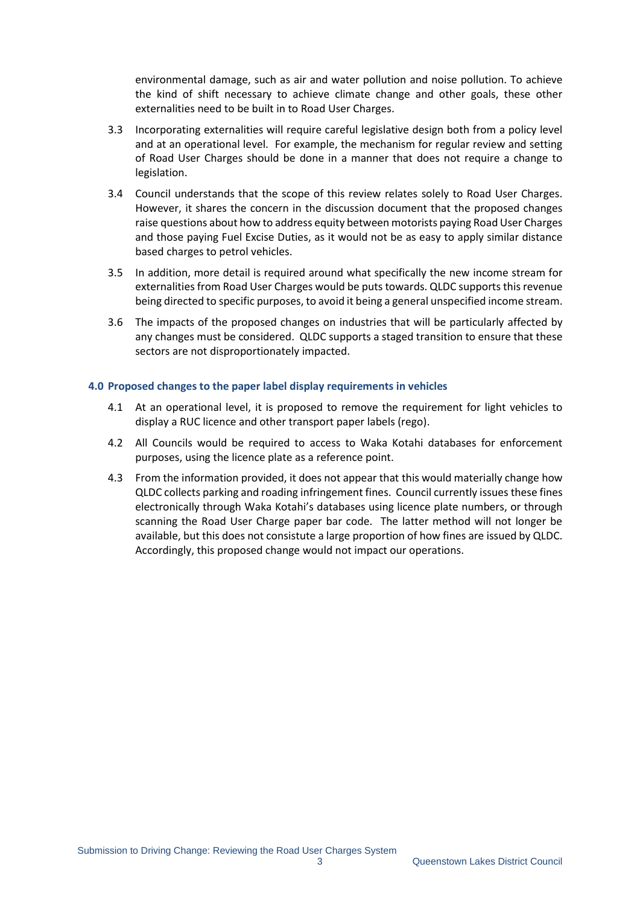environmental damage, such as air and water pollution and noise pollution. To achieve the kind of shift necessary to achieve climate change and other goals, these other externalities need to be built in to Road User Charges.

3.3 Incorporating externalities will require careful legislative design both from a policy level and at an operational level. For example, the mechanism for regular review and setting of Road User Charges should be done in a manner that does not require a change to legislation.

3.4 Council understands that the scope of this review relates solely to Road User Charges. However, it shares the concern in the discussion document that the proposed changes raise questions about how to address equity between motorists paying Road User Charges and those paying Fuel Excise Duties, as it would not be as easy to apply similar distance based charges to petrol vehicles.

3.5 In addition, more detail is required around what specifically the new income stream for externalities from Road User Charges would be puts towards. QLDC supports this revenue being directed to specific purposes, to avoid it being a general unspecified income stream.

3.6 The impacts of the proposed changes on industries that will be particularly affected by any changes must be considered. QLDC supports a staged transition to ensure that these sectors are not disproportionately impacted.

### 4.0 Proposed changes to the paper label display requirements in vehicles

4.1 At an operational level, it is proposed to remove the requirement for light vehicles to display a RUC licence and other transport paper labels (rego).

4.2 All Councils would be required to access to Waka Kotahi databases for enforcement purposes, using the licence plate as a reference point.

4.3 From the information provided, it does not appear that this would materially change how QLDC collects parking and roading infringement fines. Council currently issues these fines electronically through Waka Kotahi's databases using licence plate numbers, or through scanning the Road User Charge paper bar code. The latter method will not longer be available, but this does not consistute a large proportion of how fines are issued by QLDC. Accordingly, this proposed change would not impact our operations.